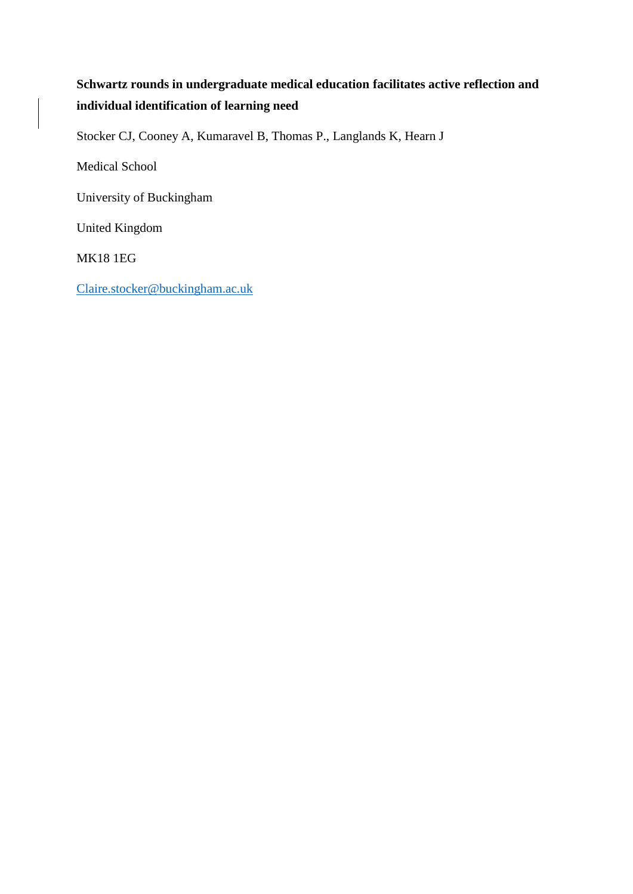**Schwartz rounds in undergraduate medical education facilitates active reflection and individual identification of learning need**

Stocker CJ, Cooney A, Kumaravel B, Thomas P., Langlands K, Hearn J

Medical School

University of Buckingham

United Kingdom

MK18 1EG

Claire.stocker@buckingham.ac.uk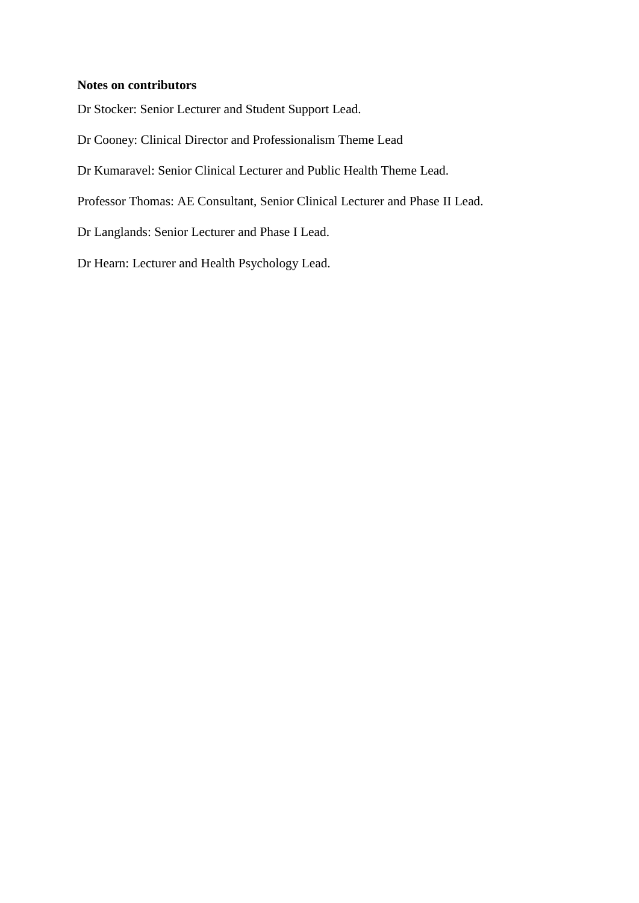**Notes on contributors**

Dr Stocker: Senior Lecturer and Student Support Lead.

Dr Cooney: Clinical Director and Professionalism Theme Lead

Dr Kumaravel: Senior Clinical Lecturer and Public Health Theme Lead.

Professor Thomas: AE Consultant, Senior Clinical Lecturer and Phase II Lead.

Dr Langlands: Senior Lecturer and Phase I Lead.

Dr Hearn: Lecturer and Health Psychology Lead.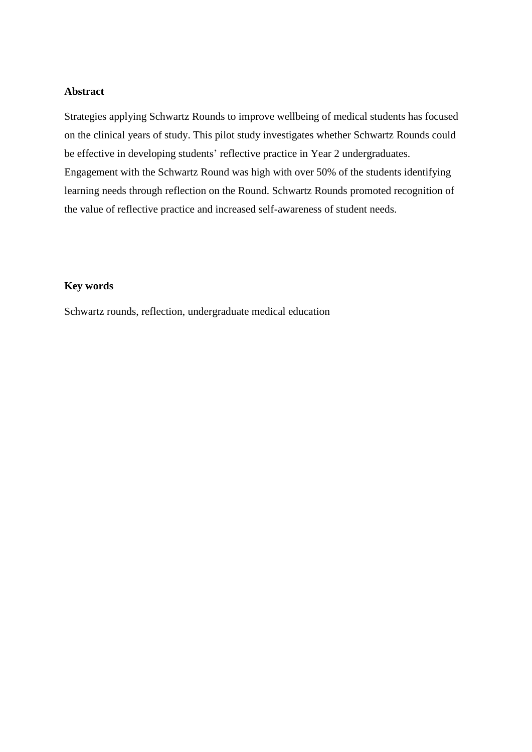## Abstract

Strategies applying Schwartz Rounds to improve wellbeing of medical students has focused on the clinical years of study. This pilot study investigates whether Schwartz Rounds could be effective in developing students' reflective practice in Year 2 undergraduates. Engagement with the Schwartz Round was high with over 50% of the students identifying learning needs through reflection on the Round. Schwartz Rounds promoted recognition of the value of reflective practice and increased self-awareness of student needs.

## Key words

Schwartz rounds, reflection, undergraduate medical education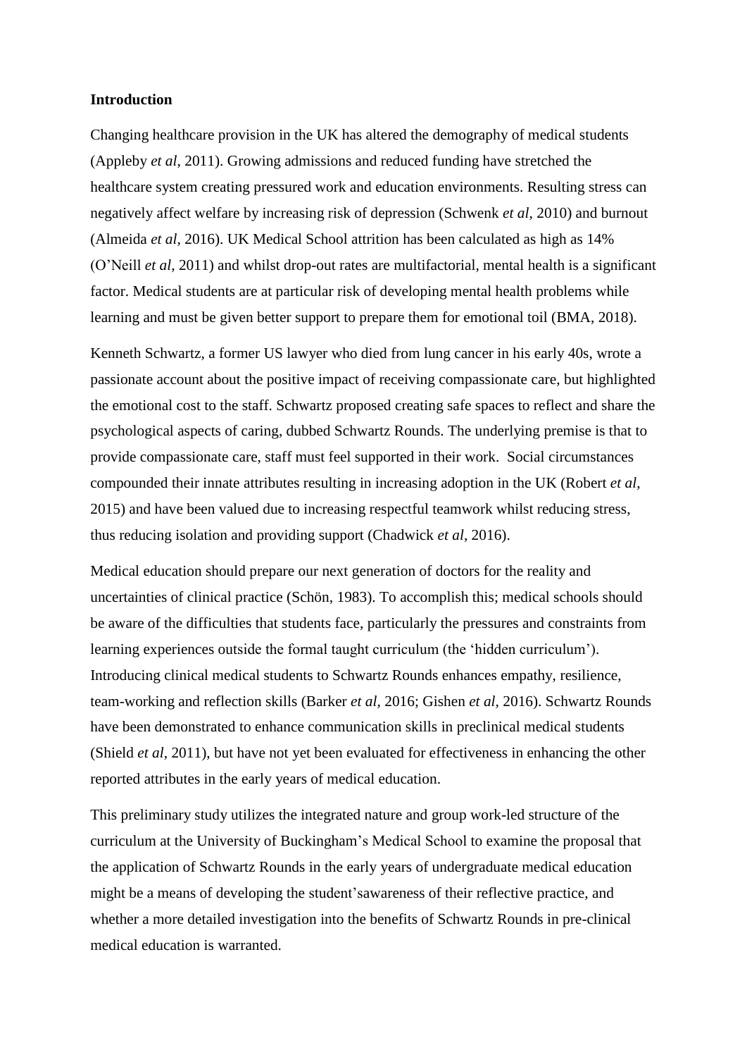**Introduction**

Changing healthcare provision in the UK has altered the demography of medical students (Appleby *et al*, 2011). Growing admissions and reduced funding have stretched the healthcare system creating pressured work and education environments. Resulting stress can negatively affect welfare by increasing risk of depression (Schwenk *et al*, 2010) and burnout (Almeida *et al*, 2016). UK Medical School attrition has been calculated as high as 14% (O'Neill *et al*, 2011) and whilst drop-out rates are multifactorial, mental health is a significant factor. Medical students are at particular risk of developing mental health problems while learning and must be given better support to prepare them for emotional toil (BMA, 2018).

Kenneth Schwartz, a former US lawyer who died from lung cancer in his early 40s, wrote a passionate account about the positive impact of receiving compassionate care, but highlighted the emotional cost to the staff. Schwartz proposed creating safe spaces to reflect and share the psychological aspects of caring, dubbed Schwartz Rounds. The underlying premise is that to provide compassionate care, staff must feel supported in their work. Social circumstances compounded their innate attributes resulting in increasing adoption in the UK (Robert *et al*, 2015) and have been valued due to increasing respectful teamwork whilst reducing stress, thus reducing isolation and providing support (Chadwick *et al*, 2016).

Medical education should prepare our next generation of doctors for the reality and uncertainties of clinical practice (Schön, 1983). To accomplish this; medical schools should be aware of the difficulties that students face, particularly the pressures and constraints from learning experiences outside the formal taught curriculum (the 'hidden curriculum'). Introducing clinical medical students to Schwartz Rounds enhances empathy, resilience, team-working and reflection skills (Barker *et al,* 2016; Gishen *et al,* 2016). Schwartz Rounds have been demonstrated to enhance communication skills in preclinical medical students (Shield *et al*, 2011), but have not yet been evaluated for effectiveness in enhancing the other reported attributes in the early years of medical education.

This preliminary study utilizes the integrated nature and group work-led structure of the curriculum at the University of Buckingham's Medical School to examine the proposal that the application of Schwartz Rounds in the early years of undergraduate medical education might be a means of developing the student'sawareness of their reflective practice, and whether a more detailed investigation into the benefits of Schwartz Rounds in pre-clinical medical education is warranted.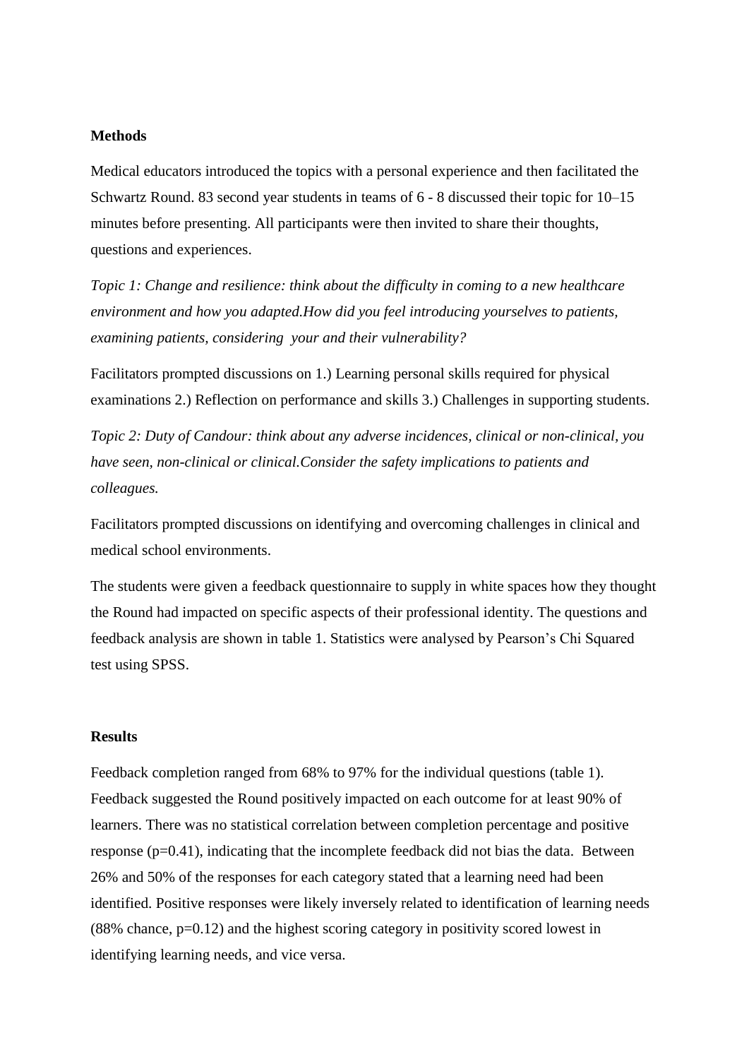**Methods**

Medical educators introduced the topics with a personal experience and then facilitated the Schwartz Round. 83 second year students in teams of 6 - 8 discussed their topic for 10–15 minutes before presenting. All participants were then invited to share their thoughts, questions and experiences.

*Topic 1: Change and resilience: think about the difficulty in coming to a new healthcare environment and how you adapted.How did you feel introducing yourselves to patients, examining patients, considering your and their vulnerability?*

Facilitators prompted discussions on 1.) Learning personal skills required for physical examinations 2.) Reflection on performance and skills 3.) Challenges in supporting students.

*Topic 2: Duty of Candour: think about any adverse incidences, clinical or non-clinical, you have seen, non-clinical or clinical.Consider the safety implications to patients and colleagues.*

Facilitators prompted discussions on identifying and overcoming challenges in clinical and medical school environments.

The students were given a feedback questionnaire to supply in white spaces how they thought the Round had impacted on specific aspects of their professional identity. The questions and feedback analysis are shown in table 1. Statistics were analysed by Pearson's Chi Squared test using SPSS.

**Results**

Feedback completion ranged from 68% to 97% for the individual questions (table 1). Feedback suggested the Round positively impacted on each outcome for at least 90% of learners. There was no statistical correlation between completion percentage and positive response ($p=0.41$), indicating that the incomplete feedback did not bias the data. Between 26% and 50% of the responses for each category stated that a learning need had been identified. Positive responses were likely inversely related to identification of learning needs (88% chance, $p=0.12$) and the highest scoring category in positivity scored lowest in identifying learning needs, and vice versa.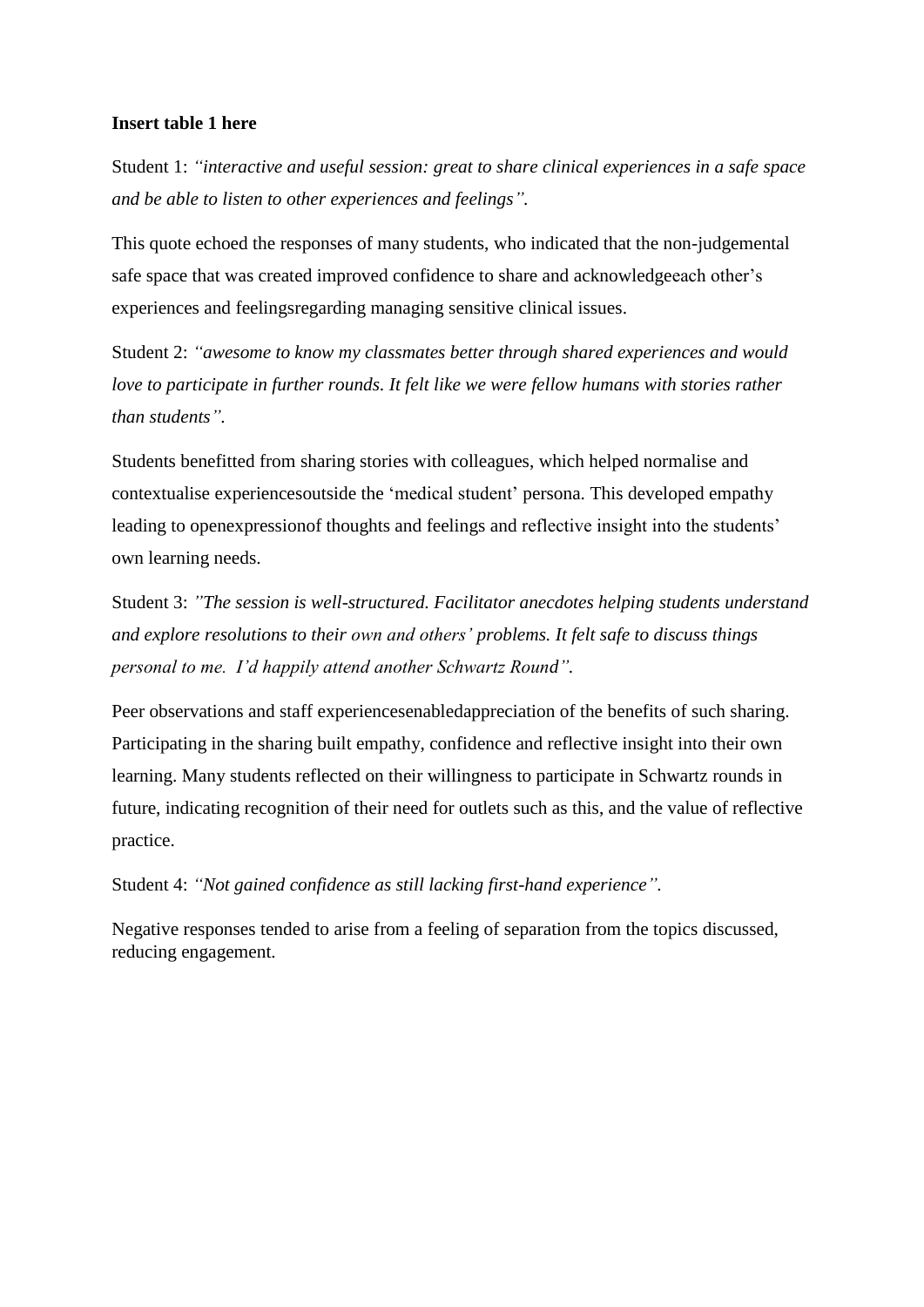**Insert table 1 here**

Student 1: *"interactive and useful session: great to share clinical experiences in a safe space and be able to listen to other experiences and feelings".*

This quote echoed the responses of many students, who indicated that the non-judgemental safe space that was created improved confidence to share and acknowledgeeach other's experiences and feelingsregarding managing sensitive clinical issues.

Student 2: *"awesome to know my classmates better through shared experiences and would love to participate in further rounds. It felt like we were fellow humans with stories rather than students".*

Students benefitted from sharing stories with colleagues, which helped normalise and contextualise experiencesoutside the 'medical student' persona. This developed empathy leading to openexpressionof thoughts and feelings and reflective insight into the students' own learning needs.

Student 3: *"The session is well-structured. Facilitator anecdotes helping students understand and explore resolutions to their own and others' problems. It felt safe to discuss things personal to me. I'd happily attend another Schwartz Round".*

Peer observations and staff experiencesenabledappreciation of the benefits of such sharing. Participating in the sharing built empathy, confidence and reflective insight into their own learning. Many students reflected on their willingness to participate in Schwartz rounds in future, indicating recognition of their need for outlets such as this, and the value of reflective practice.

Student 4: *"Not gained confidence as still lacking first-hand experience".*

Negative responses tended to arise from a feeling of separation from the topics discussed, reducing engagement.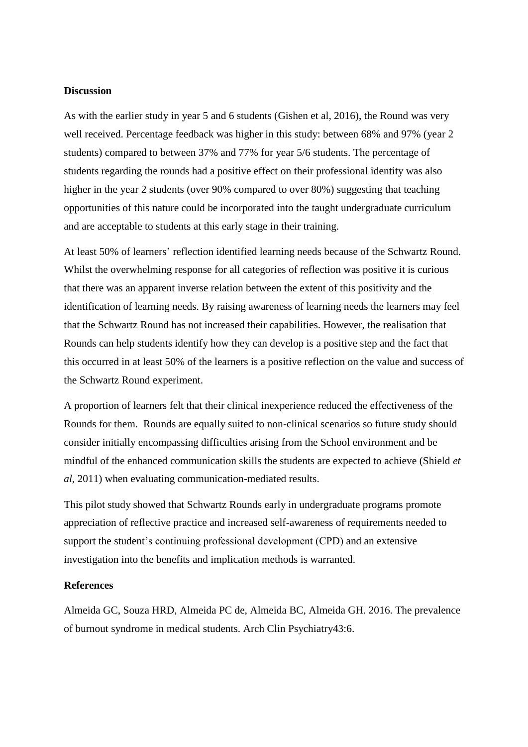**Discussion**

As with the earlier study in year 5 and 6 students (Gishen et al, 2016), the Round was very well received. Percentage feedback was higher in this study: between 68% and 97% (year 2 students) compared to between 37% and 77% for year 5/6 students. The percentage of students regarding the rounds had a positive effect on their professional identity was also higher in the year 2 students (over 90% compared to over 80%) suggesting that teaching opportunities of this nature could be incorporated into the taught undergraduate curriculum and are acceptable to students at this early stage in their training.

At least 50% of learners' reflection identified learning needs because of the Schwartz Round. Whilst the overwhelming response for all categories of reflection was positive it is curious that there was an apparent inverse relation between the extent of this positivity and the identification of learning needs. By raising awareness of learning needs the learners may feel that the Schwartz Round has not increased their capabilities. However, the realisation that Rounds can help students identify how they can develop is a positive step and the fact that this occurred in at least 50% of the learners is a positive reflection on the value and success of the Schwartz Round experiment.

A proportion of learners felt that their clinical inexperience reduced the effectiveness of the Rounds for them. Rounds are equally suited to non-clinical scenarios so future study should consider initially encompassing difficulties arising from the School environment and be mindful of the enhanced communication skills the students are expected to achieve (Shield *et al*, 2011) when evaluating communication-mediated results.

This pilot study showed that Schwartz Rounds early in undergraduate programs promote appreciation of reflective practice and increased self-awareness of requirements needed to support the student's continuing professional development (CPD) and an extensive investigation into the benefits and implication methods is warranted.

**References**

Almeida GC, Souza HRD, Almeida PC de, Almeida BC, Almeida GH. 2016. The prevalence of burnout syndrome in medical students. Arch Clin Psychiatry43:6.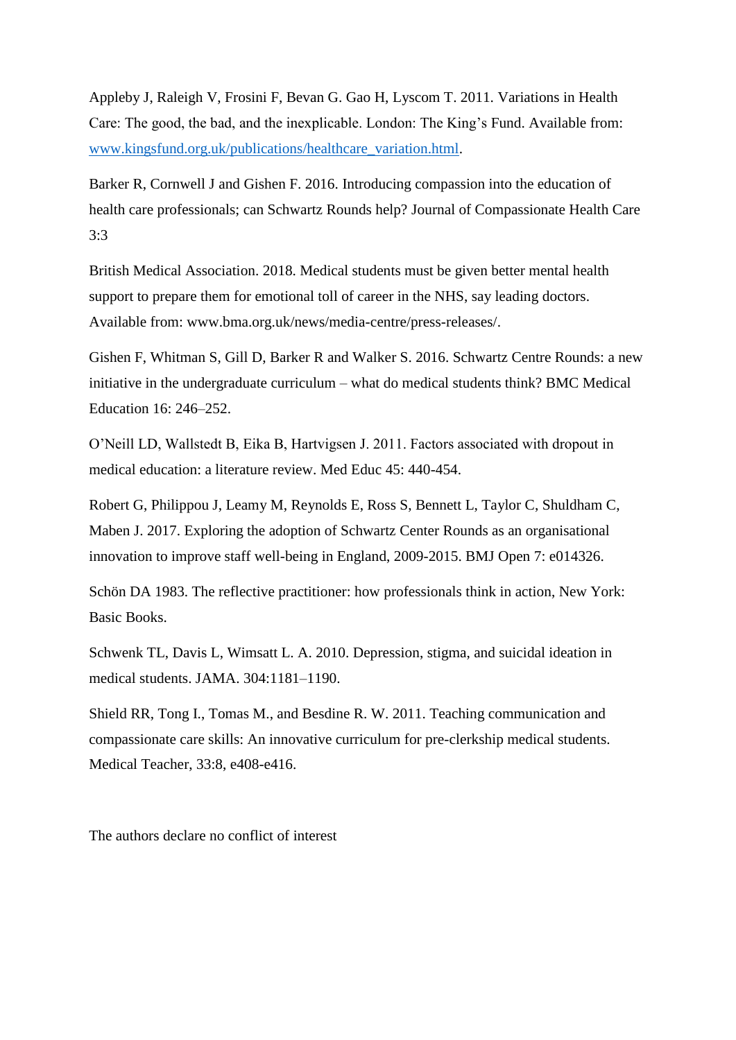Appleby J, Raleigh V, Frosini F, Bevan G. Gao H, Lyscom T. 2011. Variations in Health Care: The good, the bad, and the inexplicable. London: The King's Fund. Available from: [www.kingsfund.org.uk/publications/healthcare_variation.html](www.kingsfund.org.uk/publications/healthcare_variation.html).

Barker R, Cornwell J and Gishen F. 2016. Introducing compassion into the education of health care professionals; can Schwartz Rounds help? Journal of Compassionate Health Care 3:3

British Medical Association. 2018. Medical students must be given better mental health support to prepare them for emotional toll of career in the NHS, say leading doctors. Available from: www.bma.org.uk/news/media-centre/press-releases/.

Gishen F, Whitman S, Gill D, Barker R and Walker S. 2016. Schwartz Centre Rounds: a new initiative in the undergraduate curriculum – what do medical students think? BMC Medical Education 16: 246–252.

O'Neill LD, Wallstedt B, Eika B, Hartvigsen J. 2011. Factors associated with dropout in medical education: a literature review. Med Educ 45: 440-454.

Robert G, Philippou J, Leamy M, Reynolds E, Ross S, Bennett L, Taylor C, Shuldham C, Maben J. 2017. Exploring the adoption of Schwartz Center Rounds as an organisational innovation to improve staff well-being in England, 2009-2015. BMJ Open 7: e014326.

Schön DA 1983. The reflective practitioner: how professionals think in action, New York: Basic Books.

Schwenk TL, Davis L, Wimsatt L. A. 2010. Depression, stigma, and suicidal ideation in medical students. JAMA. 304:1181–1190.

Shield RR, Tong I., Tomas M., and Besdine R. W. 2011. Teaching communication and compassionate care skills: An innovative curriculum for pre-clerkship medical students. Medical Teacher, 33:8, e408-e416.

The authors declare no conflict of interest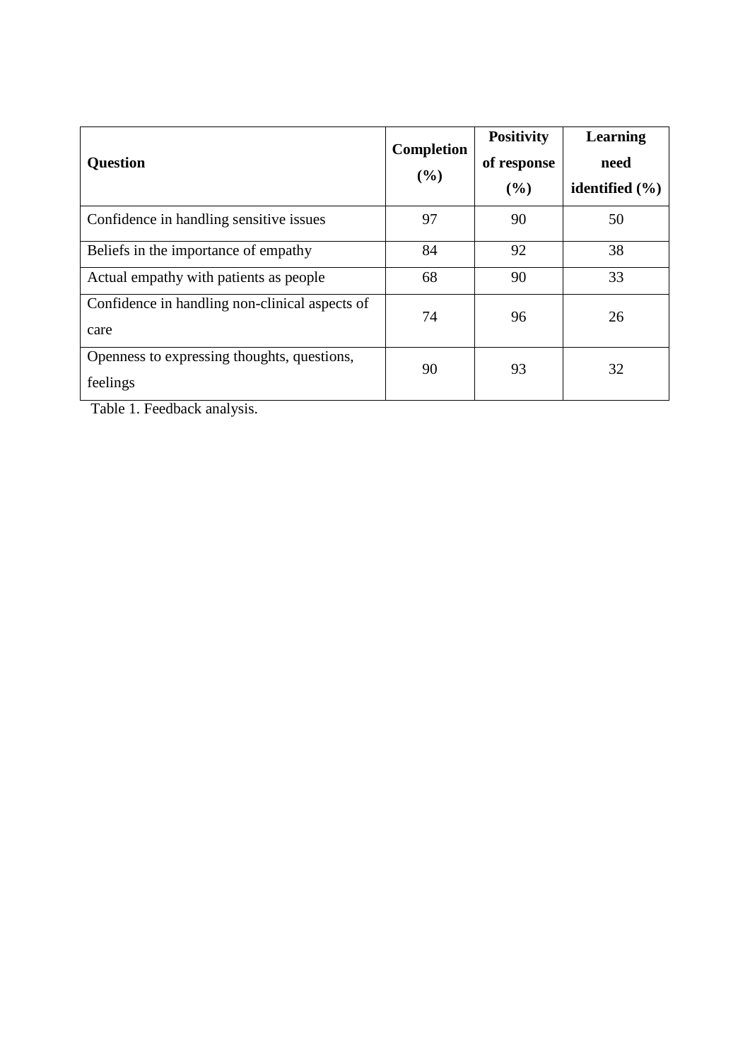| Question | Completion (%) | Positivity of response (%) | Learning need identified (%) |
|---|---|---|---|
| Confidence in handling sensitive issues | 97 | 90 | 50 |
| Beliefs in the importance of empathy | 84 | 92 | 38 |
| Actual empathy with patients as people | 68 | 90 | 33 |
| Confidence in handling non-clinical aspects of care | 74 | 96 | 26 |
| Openness to expressing thoughts, questions, feelings | 90 | 93 | 32 |

Table 1. Feedback analysis.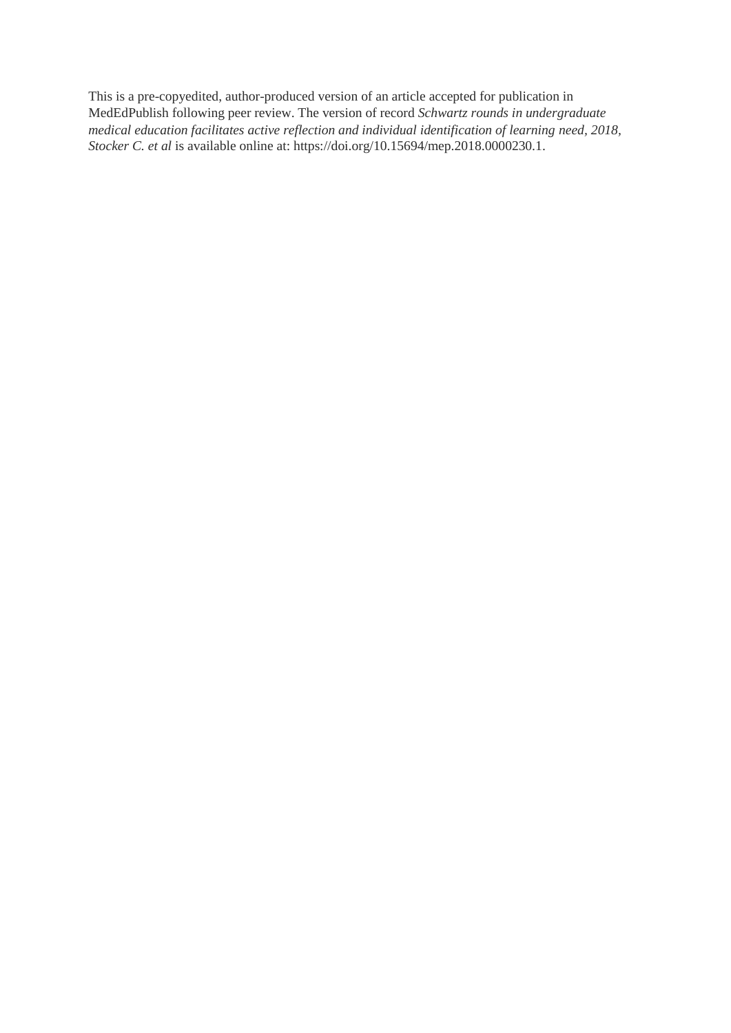This is a pre-copyedited, author-produced version of an article accepted for publication in MedEdPublish following peer review. The version of record *Schwartz rounds in undergraduate medical education facilitates active reflection and individual identification of learning need, 2018, Stocker C. et al* is available online at: https://doi.org/10.15694/mep.2018.0000230.1.